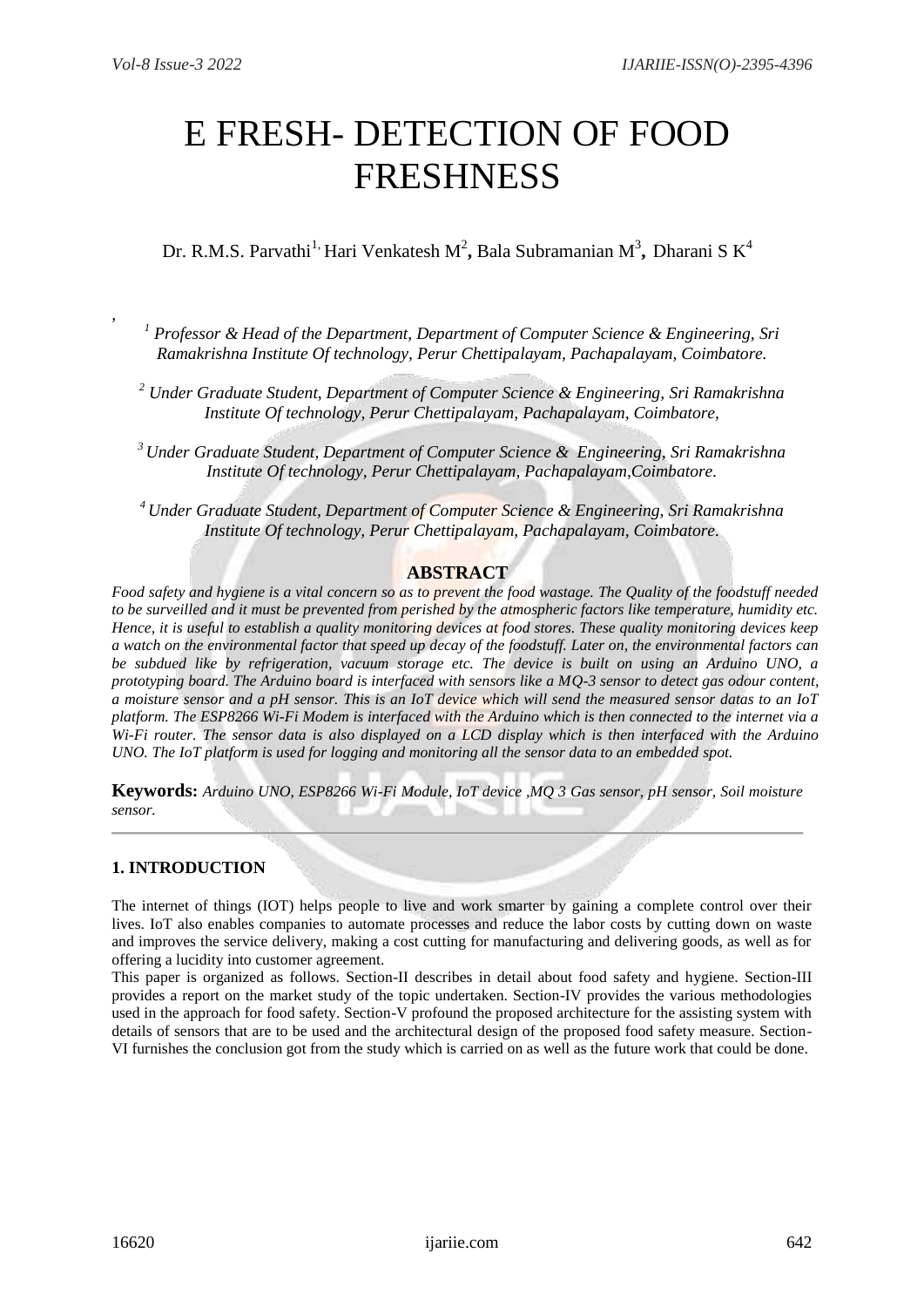# E FRESH- DETECTION OF FOOD FRESHNESS

Dr. R.M.S. Parvathi[1], Hari Venkatesh M[2], Bala Subramanian M[3], Dharani S K[4]

[1] *Professor & Head of the Department, Department of Computer Science & Engineering, Sri Ramakrishna Institute Of technology, Perur Chettipalayam, Pachapalayam, Coimbatore.*

[2] *Under Graduate Student, Department of Computer Science & Engineering, Sri Ramakrishna Institute Of technology, Perur Chettipalayam, Pachapalayam, Coimbatore,*

[3] *Under Graduate Student, Department of Computer Science & Engineering, Sri Ramakrishna Institute Of technology, Perur Chettipalayam, Pachapalayam,Coimbatore.*

[4] *Under Graduate Student, Department of Computer Science & Engineering, Sri Ramakrishna Institute Of technology, Perur Chettipalayam, Pachapalayam, Coimbatore.*

## ABSTRACT

*Food safety and hygiene is a vital concern so as to prevent the food wastage. The Quality of the foodstuff needed to be surveilled and it must be prevented from perished by the atmospheric factors like temperature, humidity etc. Hence, it is useful to establish a quality monitoring devices at food stores. These quality monitoring devices keep a watch on the environmental factor that speed up decay of the foodstuff. Later on, the environmental factors can be subdued like by refrigeration, vacuum storage etc. The device is built on using an Arduino UNO, a prototyping board. The Arduino board is interfaced with sensors like a MQ-3 sensor to detect gas odour content, a moisture sensor and a pH sensor. This is an IoT device which will send the measured sensor datas to an IoT platform. The ESP8266 Wi-Fi Modem is interfaced with the Arduino which is then connected to the internet via a Wi-Fi router. The sensor data is also displayed on a LCD display which is then interfaced with the Arduino UNO. The IoT platform is used for logging and monitoring all the sensor data to an embedded spot.*

**Keywords:** *Arduino UNO, ESP8266 Wi-Fi Module, IoT device ,MQ 3 Gas sensor, pH sensor, Soil moisture sensor.*

---

## 1. INTRODUCTION

The internet of things (IOT) helps people to live and work smarter by gaining a complete control over their lives. IoT also enables companies to automate processes and reduce the labor costs by cutting down on waste and improves the service delivery, making a cost cutting for manufacturing and delivering goods, as well as for offering a lucidity into customer agreement.

This paper is organized as follows. Section-II describes in detail about food safety and hygiene. Section-III provides a report on the market study of the topic undertaken. Section-IV provides the various methodologies used in the approach for food safety. Section-V profound the proposed architecture for the assisting system with details of sensors that are to be used and the architectural design of the proposed food safety measure. Section-VI furnishes the conclusion got from the study which is carried on as well as the future work that could be done.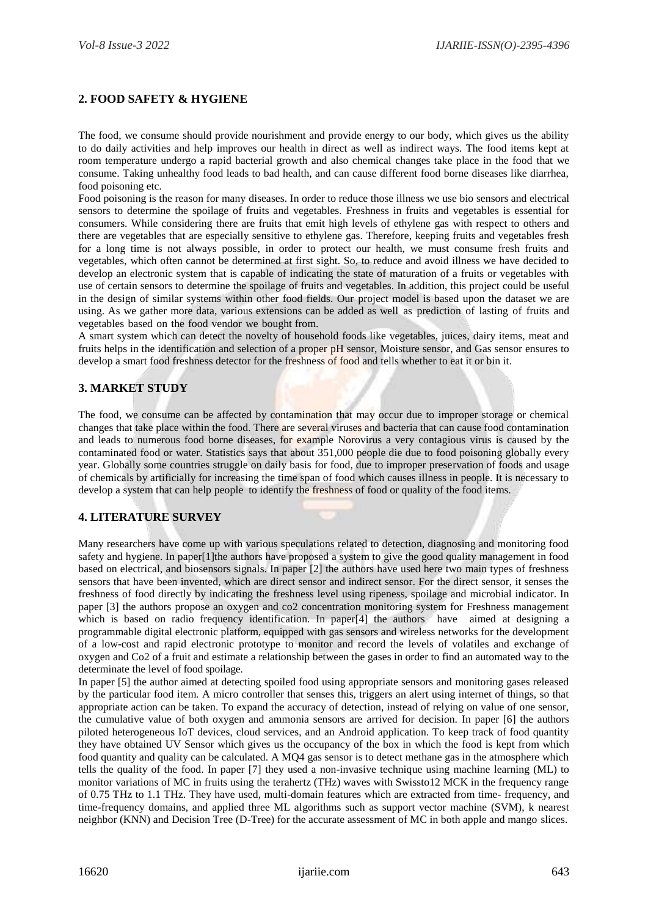## 2. FOOD SAFETY & HYGIENE

The food, we consume should provide nourishment and provide energy to our body, which gives us the ability to do daily activities and help improves our health in direct as well as indirect ways. The food items kept at room temperature undergo a rapid bacterial growth and also chemical changes take place in the food that we consume. Taking unhealthy food leads to bad health, and can cause different food borne diseases like diarrhea, food poisoning etc.

Food poisoning is the reason for many diseases. In order to reduce those illness we use bio sensors and electrical sensors to determine the spoilage of fruits and vegetables. Freshness in fruits and vegetables is essential for consumers. While considering there are fruits that emit high levels of ethylene gas with respect to others and there are vegetables that are especially sensitive to ethylene gas. Therefore, keeping fruits and vegetables fresh for a long time is not always possible, in order to protect our health, we must consume fresh fruits and vegetables, which often cannot be determined at first sight. So, to reduce and avoid illness we have decided to develop an electronic system that is capable of indicating the state of maturation of a fruits or vegetables with use of certain sensors to determine the spoilage of fruits and vegetables. In addition, this project could be useful in the design of similar systems within other food fields. Our project model is based upon the dataset we are using. As we gather more data, various extensions can be added as well as prediction of lasting of fruits and vegetables based on the food vendor we bought from.

A smart system which can detect the novelty of household foods like vegetables, juices, dairy items, meat and fruits helps in the identification and selection of a proper pH sensor, Moisture sensor, and Gas sensor ensures to develop a smart food freshness detector for the freshness of food and tells whether to eat it or bin it.

## 3. MARKET STUDY

The food, we consume can be affected by contamination that may occur due to improper storage or chemical changes that take place within the food. There are several viruses and bacteria that can cause food contamination and leads to numerous food borne diseases, for example Norovirus a very contagious virus is caused by the contaminated food or water. Statistics says that about 351,000 people die due to food poisoning globally every year. Globally some countries struggle on daily basis for food, due to improper preservation of foods and usage of chemicals by artificially for increasing the time span of food which causes illness in people. It is necessary to develop a system that can help people to identify the freshness of food or quality of the food items.

## 4. LITERATURE SURVEY

Many researchers have come up with various speculations related to detection, diagnosing and monitoring food safety and hygiene. In paper[1]the authors have proposed a system to give the good quality management in food based on electrical, and biosensors signals. In paper [2] the authors have used here two main types of freshness sensors that have been invented, which are direct sensor and indirect sensor. For the direct sensor, it senses the freshness of food directly by indicating the freshness level using ripeness, spoilage and microbial indicator. In paper [3] the authors propose an oxygen and co2 concentration monitoring system for Freshness management which is based on radio frequency identification. In paper[4] the authors have aimed at designing a programmable digital electronic platform, equipped with gas sensors and wireless networks for the development of a low-cost and rapid electronic prototype to monitor and record the levels of volatiles and exchange of oxygen and Co2 of a fruit and estimate a relationship between the gases in order to find an automated way to the determinate the level of food spoilage.

In paper [5] the author aimed at detecting spoiled food using appropriate sensors and monitoring gases released by the particular food item. A micro controller that senses this, triggers an alert using internet of things, so that appropriate action can be taken. To expand the accuracy of detection, instead of relying on value of one sensor, the cumulative value of both oxygen and ammonia sensors are arrived for decision. In paper [6] the authors piloted heterogeneous IoT devices, cloud services, and an Android application. To keep track of food quantity they have obtained UV Sensor which gives us the occupancy of the box in which the food is kept from which food quantity and quality can be calculated. A MQ4 gas sensor is to detect methane gas in the atmosphere which tells the quality of the food. In paper [7] they used a non-invasive technique using machine learning (ML) to monitor variations of MC in fruits using the terahertz (THz) waves with Swissto12 MCK in the frequency range of 0.75 THz to 1.1 THz. They have used, multi-domain features which are extracted from time- frequency, and time-frequency domains, and applied three ML algorithms such as support vector machine (SVM), k nearest neighbor (KNN) and Decision Tree (D-Tree) for the accurate assessment of MC in both apple and mango slices.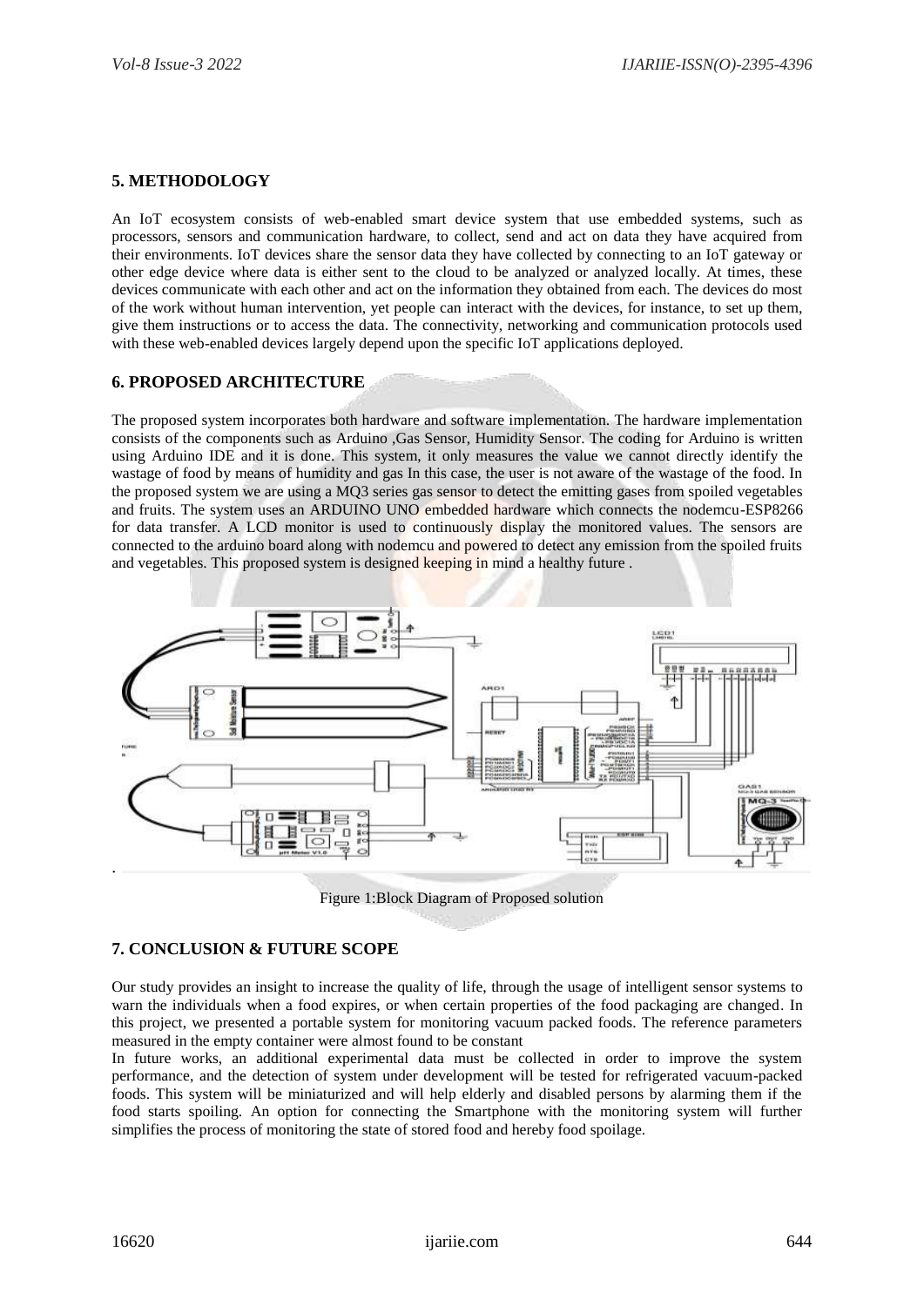## 5. METHODOLOGY

An IoT ecosystem consists of web-enabled smart device system that use embedded systems, such as processors, sensors and communication hardware, to collect, send and act on data they have acquired from their environments. IoT devices share the sensor data they have collected by connecting to an IoT gateway or other edge device where data is either sent to the cloud to be analyzed or analyzed locally. At times, these devices communicate with each other and act on the information they obtained from each. The devices do most of the work without human intervention, yet people can interact with the devices, for instance, to set up them, give them instructions or to access the data. The connectivity, networking and communication protocols used with these web-enabled devices largely depend upon the specific IoT applications deployed.

## 6. PROPOSED ARCHITECTURE

The proposed system incorporates both hardware and software implementation. The hardware implementation consists of the components such as Arduino ,Gas Sensor, Humidity Sensor. The coding for Arduino is written using Arduino IDE and it is done. This system, it only measures the value we cannot directly identify the wastage of food by means of humidity and gas In this case, the user is not aware of the wastage of the food. In the proposed system we are using a MQ3 series gas sensor to detect the emitting gases from spoiled vegetables and fruits. The system uses an ARDUINO UNO embedded hardware which connects the nodemcu-ESP8266 for data transfer. A LCD monitor is used to continuously display the monitored values. The sensors are connected to the arduino board along with nodemcu and powered to detect any emission from the spoiled fruits and vegetables. This proposed system is designed keeping in mind a healthy future .

Figure 1:Block Diagram of Proposed solution

## 7. CONCLUSION & FUTURE SCOPE

Our study provides an insight to increase the quality of life, through the usage of intelligent sensor systems to warn the individuals when a food expires, or when certain properties of the food packaging are changed. In this project, we presented a portable system for monitoring vacuum packed foods. The reference parameters measured in the empty container were almost found to be constant

In future works, an additional experimental data must be collected in order to improve the system performance, and the detection of system under development will be tested for refrigerated vacuum-packed foods. This system will be miniaturized and will help elderly and disabled persons by alarming them if the food starts spoiling. An option for connecting the Smartphone with the monitoring system will further simplifies the process of monitoring the state of stored food and hereby food spoilage.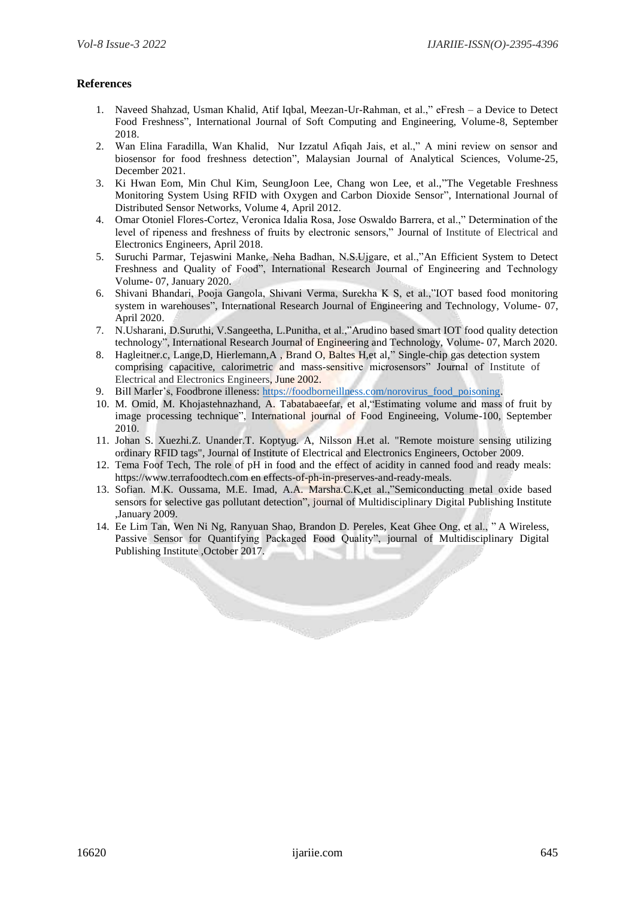## References

1. Naveed Shahzad, Usman Khalid, Atif Iqbal, Meezan-Ur-Rahman, et al.," eFresh – a Device to Detect Food Freshness", International Journal of Soft Computing and Engineering, Volume-8, September 2018.
2. Wan Elina Faradilla, Wan Khalid, Nur Izzatul Afiqah Jais, et al.," A mini review on sensor and biosensor for food freshness detection", Malaysian Journal of Analytical Sciences, Volume-25, December 2021.
3. Ki Hwan Eom, Min Chul Kim, SeungJoon Lee, Chang won Lee, et al.,"The Vegetable Freshness Monitoring System Using RFID with Oxygen and Carbon Dioxide Sensor", International Journal of Distributed Sensor Networks, Volume 4, April 2012.
4. Omar Otoniel Flores-Cortez, Veronica Idalia Rosa, Jose Oswaldo Barrera, et al.," Determination of the level of ripeness and freshness of fruits by electronic sensors," Journal of Institute of Electrical and Electronics Engineers, April 2018.
5. Suruchi Parmar, Tejaswini Manke, Neha Badhan, N.S.Ujgare, et al.,"An Efficient System to Detect Freshness and Quality of Food", International Research Journal of Engineering and Technology Volume- 07, January 2020.
6. Shivani Bhandari, Pooja Gangola, Shivani Verma, Surekha K S, et al.,"IOT based food monitoring system in warehouses", International Research Journal of Engineering and Technology, Volume- 07, April 2020.
7. N.Usharani, D.Suruthi, V.Sangeetha, L.Punitha, et al.,"Arudino based smart IOT food quality detection technology", International Research Journal of Engineering and Technology, Volume- 07, March 2020.
8. Hagleitner.c, Lange,D, Hierlemann,A , Brand O, Baltes H,et al," Single-chip gas detection system comprising capacitive, calorimetric and mass-sensitive microsensors" Journal of Institute of Electrical and Electronics Engineers, June 2002.
9. Bill Marler's, Foodbrone illeness: https://foodborneillness.com/norovirus_food_poisoning.
10. M. Omid, M. Khojastehnazhand, A. Tabatabaeefar, et al,"Estimating volume and mass of fruit by image processing technique", International journal of Food Engineeing, Volume-100, September 2010.
11. Johan S. Xuezhi.Z. Unander.T. Koptyug. A, Nilsson H.et al. "Remote moisture sensing utilizing ordinary RFID tags", Journal of Institute of Electrical and Electronics Engineers, October 2009.
12. Tema Foof Tech, The role of pH in food and the effect of acidity in canned food and ready meals: https://www.terrafoodtech.com en effects-of-ph-in-preserves-and-ready-meals.
13. Sofian. M.K. Oussama, M.E. Imad, A.A. Marsha.C.K,et al.,"Semiconducting metal oxide based sensors for selective gas pollutant detection", journal of Multidisciplinary Digital Publishing Institute ,January 2009.
14. Ee Lim Tan, Wen Ni Ng, Ranyuan Shao, Brandon D. Pereles, Keat Ghee Ong, et al., " A Wireless, Passive Sensor for Quantifying Packaged Food Quality", journal of Multidisciplinary Digital Publishing Institute ,October 2017.